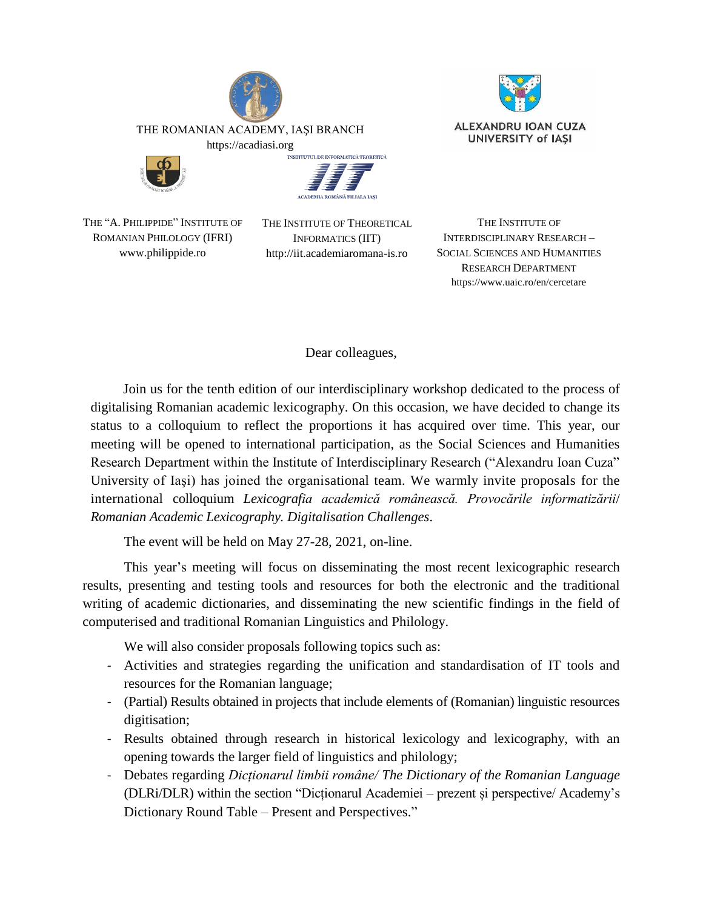THE ROMANIAN ACADEMY, IAŞI BRANCH
https://acadiasi.org

ALEXANDRU IOAN CUZA UNIVERSITY of IAŞI

INSTITUTUL DE INFORMATICĂ TEORETICĂ
ACADEMIA ROMÂNĂ FILIALA IAŞI

THE "A. PHILIPPIDE" INSTITUTE OF ROMANIAN PHILOLOGY (IFRI)
www.philippide.ro

THE INSTITUTE OF THEORETICAL INFORMATICS (IIT)
http://iit.academiaromana-is.ro

THE INSTITUTE OF INTERDISCIPLINARY RESEARCH – SOCIAL SCIENCES AND HUMANITIES RESEARCH DEPARTMENT
https://www.uaic.ro/en/cercetare

Dear colleagues,

Join us for the tenth edition of our interdisciplinary workshop dedicated to the process of digitalising Romanian academic lexicography. On this occasion, we have decided to change its status to a colloquium to reflect the proportions it has acquired over time. This year, our meeting will be opened to international participation, as the Social Sciences and Humanities Research Department within the Institute of Interdisciplinary Research ("Alexandru Ioan Cuza" University of Iaşi) has joined the organisational team. We warmly invite proposals for the international colloquium *Lexicografia academică românească. Provocările informatizării*/ *Romanian Academic Lexicography. Digitalisation Challenges*.

The event will be held on May 27-28, 2021, on-line.

This year's meeting will focus on disseminating the most recent lexicographic research results, presenting and testing tools and resources for both the electronic and the traditional writing of academic dictionaries, and disseminating the new scientific findings in the field of computerised and traditional Romanian Linguistics and Philology.

We will also consider proposals following topics such as:

- Activities and strategies regarding the unification and standardisation of IT tools and resources for the Romanian language;
- (Partial) Results obtained in projects that include elements of (Romanian) linguistic resources digitisation;
- Results obtained through research in historical lexicology and lexicography, with an opening towards the larger field of linguistics and philology;
- Debates regarding *Dicționarul limbii române/ The Dictionary of the Romanian Language* (DLRi/DLR) within the section "Dicționarul Academiei – prezent și perspective/ Academy's Dictionary Round Table – Present and Perspectives."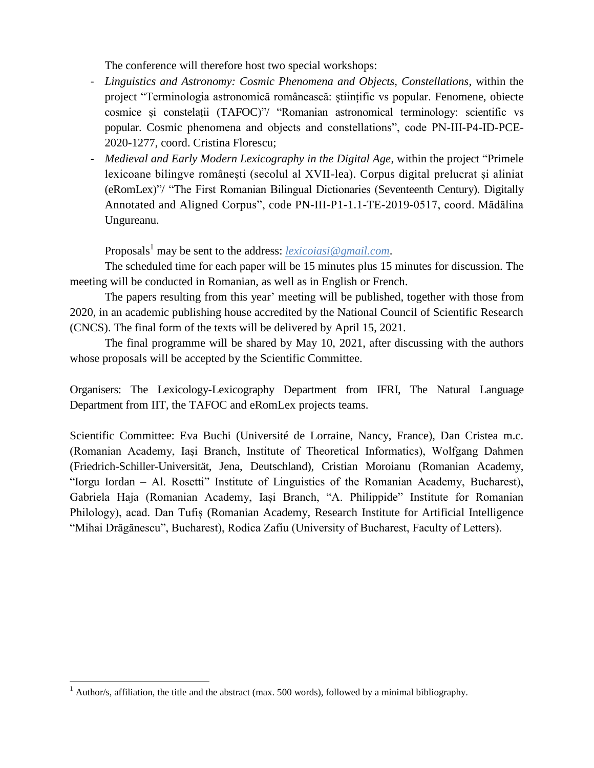The conference will therefore host two special workshops:

- *Linguistics and Astronomy: Cosmic Phenomena and Objects, Constellations*, within the project "Terminologia astronomică românească: științific vs popular. Fenomene, obiecte cosmice și constelații (TAFOC)"/ "Romanian astronomical terminology: scientific vs popular. Cosmic phenomena and objects and constellations", code PN-III-P4-ID-PCE-2020-1277, coord. Cristina Florescu;
- *Medieval and Early Modern Lexicography in the Digital Age*, within the project "Primele lexicoane bilingve românești (secolul al XVII-lea). Corpus digital prelucrat și aliniat (eRomLex)"/ "The First Romanian Bilingual Dictionaries (Seventeenth Century). Digitally Annotated and Aligned Corpus", code PN-III-P1-1.1-TE-2019-0517, coord. Mădălina Ungureanu.

Proposals[1] may be sent to the address: *lexicoiasi@gmail.com*.

The scheduled time for each paper will be 15 minutes plus 15 minutes for discussion. The meeting will be conducted in Romanian, as well as in English or French.

The papers resulting from this year' meeting will be published, together with those from 2020, in an academic publishing house accredited by the National Council of Scientific Research (CNCS). The final form of the texts will be delivered by April 15, 2021.

The final programme will be shared by May 10, 2021, after discussing with the authors whose proposals will be accepted by the Scientific Committee.

Organisers: The Lexicology-Lexicography Department from IFRI, The Natural Language Department from IIT, the TAFOC and eRomLex projects teams.

Scientific Committee: Eva Buchi (Université de Lorraine, Nancy, France), Dan Cristea m.c. (Romanian Academy, Iași Branch, Institute of Theoretical Informatics), Wolfgang Dahmen (Friedrich-Schiller-Universität, Jena, Deutschland), Cristian Moroianu (Romanian Academy, "Iorgu Iordan – Al. Rosetti" Institute of Linguistics of the Romanian Academy, Bucharest), Gabriela Haja (Romanian Academy, Iași Branch, "A. Philippide" Institute for Romanian Philology), acad. Dan Tufiș (Romanian Academy, Research Institute for Artificial Intelligence "Mihai Drăgănescu", Bucharest), Rodica Zafiu (University of Bucharest, Faculty of Letters).

[1] Author/s, affiliation, the title and the abstract (max. 500 words), followed by a minimal bibliography.